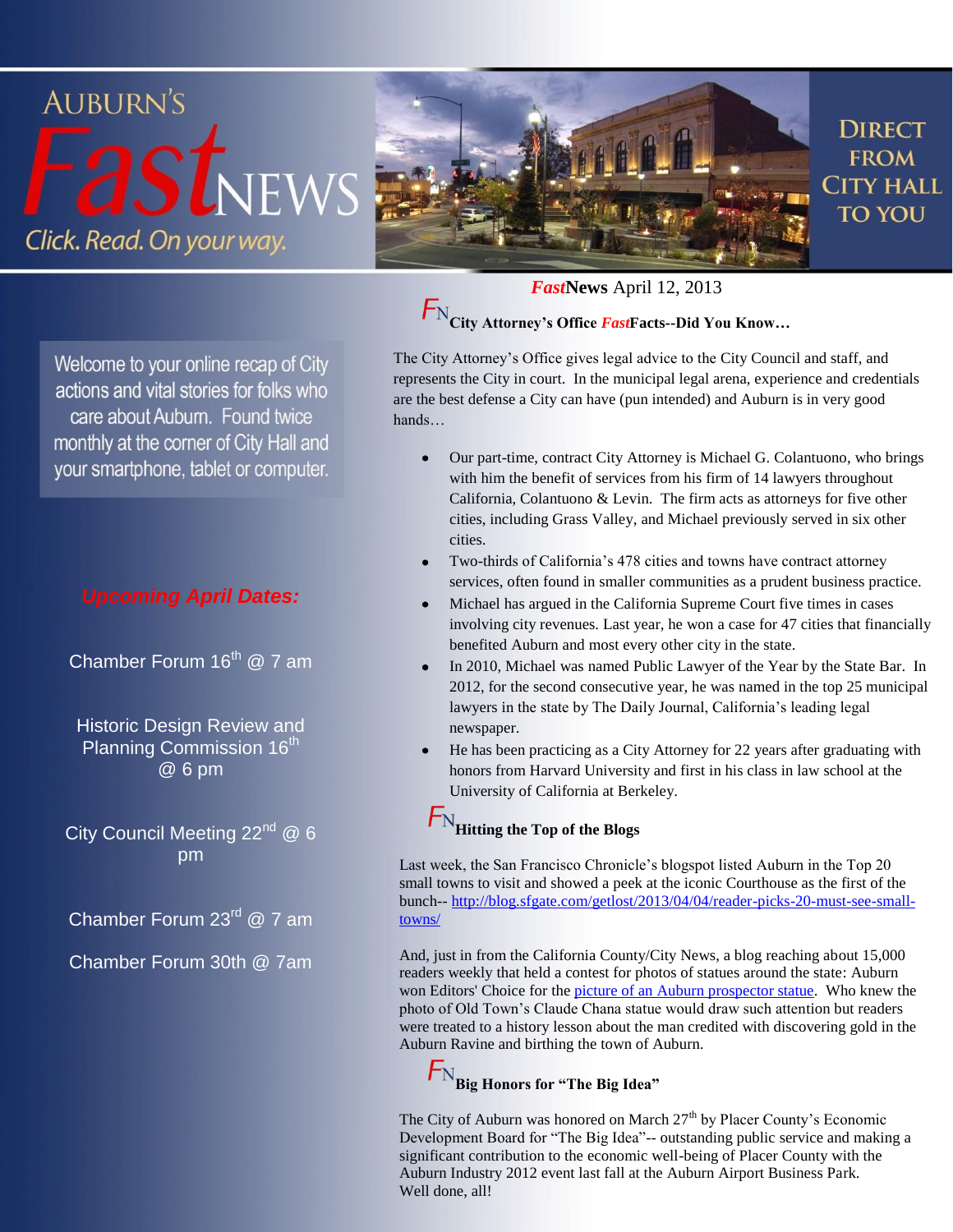# AUBURN'S *Fast*NEWS

Click. Read. On your way.

DIRECT FROM CITY HALL TO YOU

Welcome to your online recap of City actions and vital stories for folks who care about Auburn. Found twice monthly at the corner of City Hall and your smartphone, tablet or computer.

***Upcoming April Dates:***

Chamber Forum 16th @ 7 am

Historic Design Review and Planning Commission 16th @ 6 pm

City Council Meeting 22nd @ 6 pm

Chamber Forum 23rd @ 7 am

Chamber Forum 30th @ 7am

***Fast*News** April 12, 2013

## FN City Attorney's Office *Fast*Facts--Did You Know…

The City Attorney's Office gives legal advice to the City Council and staff, and represents the City in court. In the municipal legal arena, experience and credentials are the best defense a City can have (pun intended) and Auburn is in very good hands…

- Our part-time, contract City Attorney is Michael G. Colantuono, who brings with him the benefit of services from his firm of 14 lawyers throughout California, Colantuono & Levin. The firm acts as attorneys for five other cities, including Grass Valley, and Michael previously served in six other cities.
- Two-thirds of California's 478 cities and towns have contract attorney services, often found in smaller communities as a prudent business practice.
- Michael has argued in the California Supreme Court five times in cases involving city revenues. Last year, he won a case for 47 cities that financially benefited Auburn and most every other city in the state.
- In 2010, Michael was named Public Lawyer of the Year by the State Bar. In 2012, for the second consecutive year, he was named in the top 25 municipal lawyers in the state by The Daily Journal, California's leading legal newspaper.
- He has been practicing as a City Attorney for 22 years after graduating with honors from Harvard University and first in his class in law school at the University of California at Berkeley.

## FN Hitting the Top of the Blogs

Last week, the San Francisco Chronicle's blogspot listed Auburn in the Top 20 small towns to visit and showed a peek at the iconic Courthouse as the first of the bunch-- http://blog.sfgate.com/getlost/2013/04/04/reader-picks-20-must-see-small-towns/

And, just in from the California County/City News, a blog reaching about 15,000 readers weekly that held a contest for photos of statues around the state: Auburn won Editors' Choice for the picture of an Auburn prospector statue. Who knew the photo of Old Town's Claude Chana statue would draw such attention but readers were treated to a history lesson about the man credited with discovering gold in the Auburn Ravine and birthing the town of Auburn.

## FN Big Honors for "The Big Idea"

The City of Auburn was honored on March 27th by Placer County's Economic Development Board for "The Big Idea"-- outstanding public service and making a significant contribution to the economic well-being of Placer County with the Auburn Industry 2012 event last fall at the Auburn Airport Business Park.
Well done, all!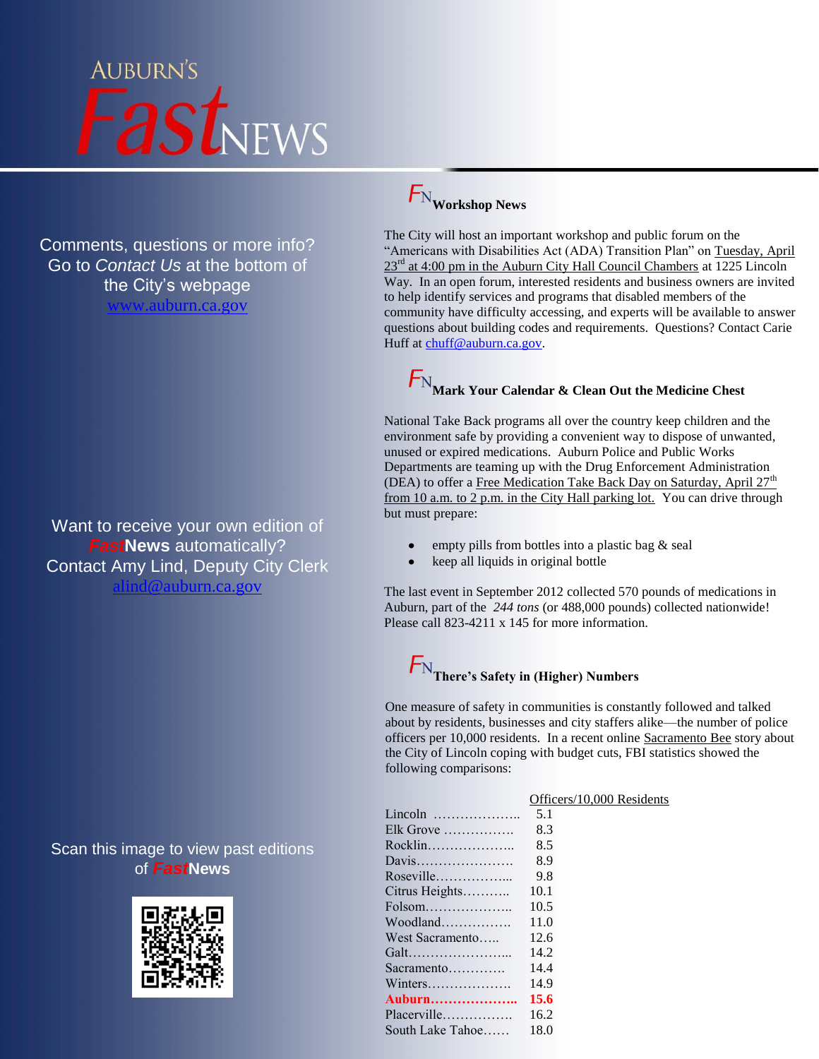# AUBURN'S *Fast*NEWS

Comments, questions or more info? Go to *Contact Us* at the bottom of the City's webpage www.auburn.ca.gov

Want to receive your own edition of ***Fast*News** automatically? Contact Amy Lind, Deputy City Clerk alind@auburn.ca.gov

Scan this image to view past editions of ***Fast*News**

## FN Workshop News

The City will host an important workshop and public forum on the "Americans with Disabilities Act (ADA) Transition Plan" on Tuesday, April 23rd at 4:00 pm in the Auburn City Hall Council Chambers at 1225 Lincoln Way. In an open forum, interested residents and business owners are invited to help identify services and programs that disabled members of the community have difficulty accessing, and experts will be available to answer questions about building codes and requirements. Questions? Contact Carie Huff at chuff@auburn.ca.gov.

## FN Mark Your Calendar & Clean Out the Medicine Chest

National Take Back programs all over the country keep children and the environment safe by providing a convenient way to dispose of unwanted, unused or expired medications. Auburn Police and Public Works Departments are teaming up with the Drug Enforcement Administration (DEA) to offer a Free Medication Take Back Day on Saturday, April 27th from 10 a.m. to 2 p.m. in the City Hall parking lot. You can drive through but must prepare:

- empty pills from bottles into a plastic bag & seal
- keep all liquids in original bottle

The last event in September 2012 collected 570 pounds of medications in Auburn, part of the *244 tons* (or 488,000 pounds) collected nationwide! Please call 823-4211 x 145 for more information.

## FN There's Safety in (Higher) Numbers

One measure of safety in communities is constantly followed and talked about by residents, businesses and city staffers alike—the number of police officers per 10,000 residents. In a recent online Sacramento Bee story about the City of Lincoln coping with budget cuts, FBI statistics showed the following comparisons:

| | Officers/10,000 Residents |
|---|---|
| Lincoln | 5.1 |
| Elk Grove | 8.3 |
| Rocklin | 8.5 |
| Davis | 8.9 |
| Roseville | 9.8 |
| Citrus Heights | 10.1 |
| Folsom | 10.5 |
| Woodland | 11.0 |
| West Sacramento | 12.6 |
| Galt | 14.2 |
| Sacramento | 14.4 |
| Winters | 14.9 |
| **Auburn** | **15.6** |
| Placerville | 16.2 |
| South Lake Tahoe | 18.0 |